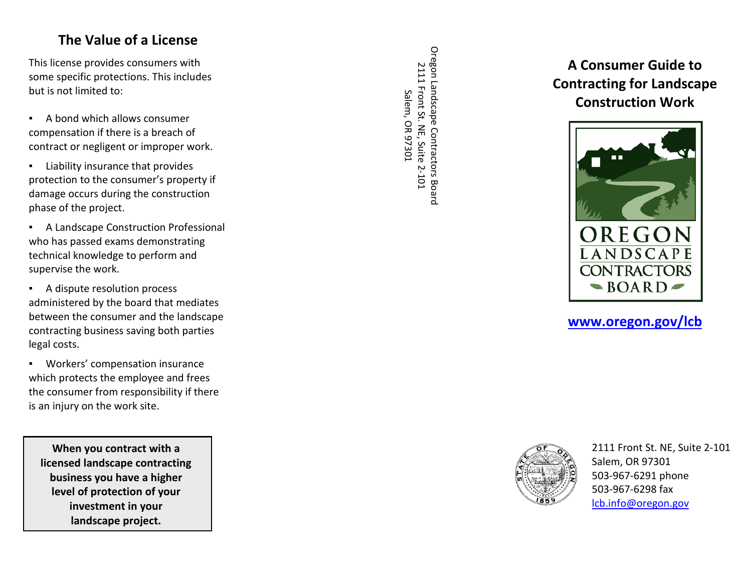## The Value of a License

This license provides consumers with some specific protections. This includes but is not limited to:

- A bond which allows consumer compensation if there is a breach of contract or negligent or improper work.
- Liability insurance that provides protection to the consumer's property if damage occurs during the construction phase of the project.
- A Landscape Construction Professional who has passed exams demonstrating technical knowledge to perform and supervise the work.
- A dispute resolution process administered by the board that mediates between the consumer and the landscape contracting business saving both parties legal costs.
- Workers' compensation insurance which protects the employee and frees the consumer from responsibility if there is an injury on the work site.

**When you contract with a licensed landscape contracting business you have a higher level of protection of your investment in your landscape project.**

Oregon Landscape Contractors Board
2111 Front St. NE, Suite 2-101
Salem, OR 97301

# A Consumer Guide to Contracting for Landscape Construction Work

OREGON LANDSCAPE CONTRACTORS BOARD

**www.oregon.gov/lcb**

2111 Front St. NE, Suite 2-101
Salem, OR 97301
503-967-6291 phone
503-967-6298 fax
lcb.info@oregon.gov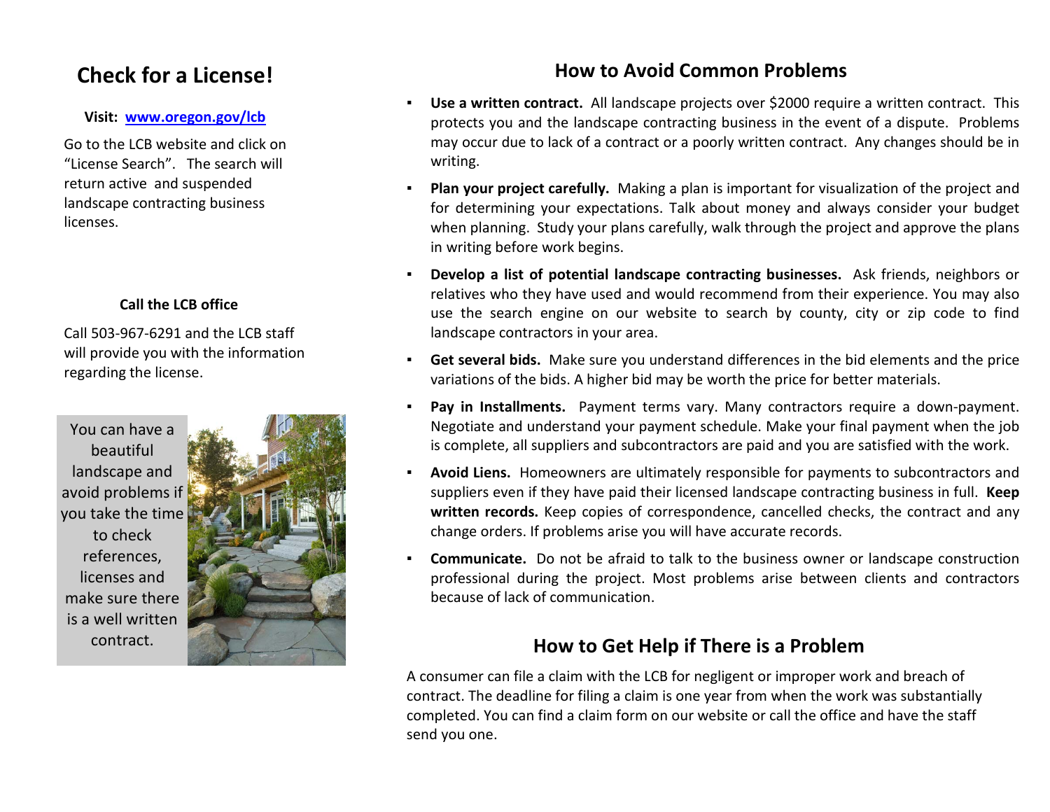## Check for a License!

**Visit: [www.oregon.gov/lcb](http://www.oregon.gov/lcb)**

Go to the LCB website and click on "License Search". The search will return active and suspended landscape contracting business licenses.

**Call the LCB office**

Call 503-967-6291 and the LCB staff will provide you with the information regarding the license.

You can have a beautiful landscape and avoid problems if you take the time to check references, licenses and make sure there is a well written contract.

## How to Avoid Common Problems

- **Use a written contract.** All landscape projects over $2000 require a written contract. This protects you and the landscape contracting business in the event of a dispute. Problems may occur due to lack of a contract or a poorly written contract. Any changes should be in writing.
- **Plan your project carefully.** Making a plan is important for visualization of the project and for determining your expectations. Talk about money and always consider your budget when planning. Study your plans carefully, walk through the project and approve the plans in writing before work begins.
- **Develop a list of potential landscape contracting businesses.** Ask friends, neighbors or relatives who they have used and would recommend from their experience. You may also use the search engine on our website to search by county, city or zip code to find landscape contractors in your area.
- **Get several bids.** Make sure you understand differences in the bid elements and the price variations of the bids. A higher bid may be worth the price for better materials.
- **Pay in Installments.** Payment terms vary. Many contractors require a down-payment. Negotiate and understand your payment schedule. Make your final payment when the job is complete, all suppliers and subcontractors are paid and you are satisfied with the work.
- **Avoid Liens.** Homeowners are ultimately responsible for payments to subcontractors and suppliers even if they have paid their licensed landscape contracting business in full. **Keep written records.** Keep copies of correspondence, cancelled checks, the contract and any change orders. If problems arise you will have accurate records.
- **Communicate.** Do not be afraid to talk to the business owner or landscape construction professional during the project. Most problems arise between clients and contractors because of lack of communication.

## How to Get Help if There is a Problem

A consumer can file a claim with the LCB for negligent or improper work and breach of contract. The deadline for filing a claim is one year from when the work was substantially completed. You can find a claim form on our website or call the office and have the staff send you one.